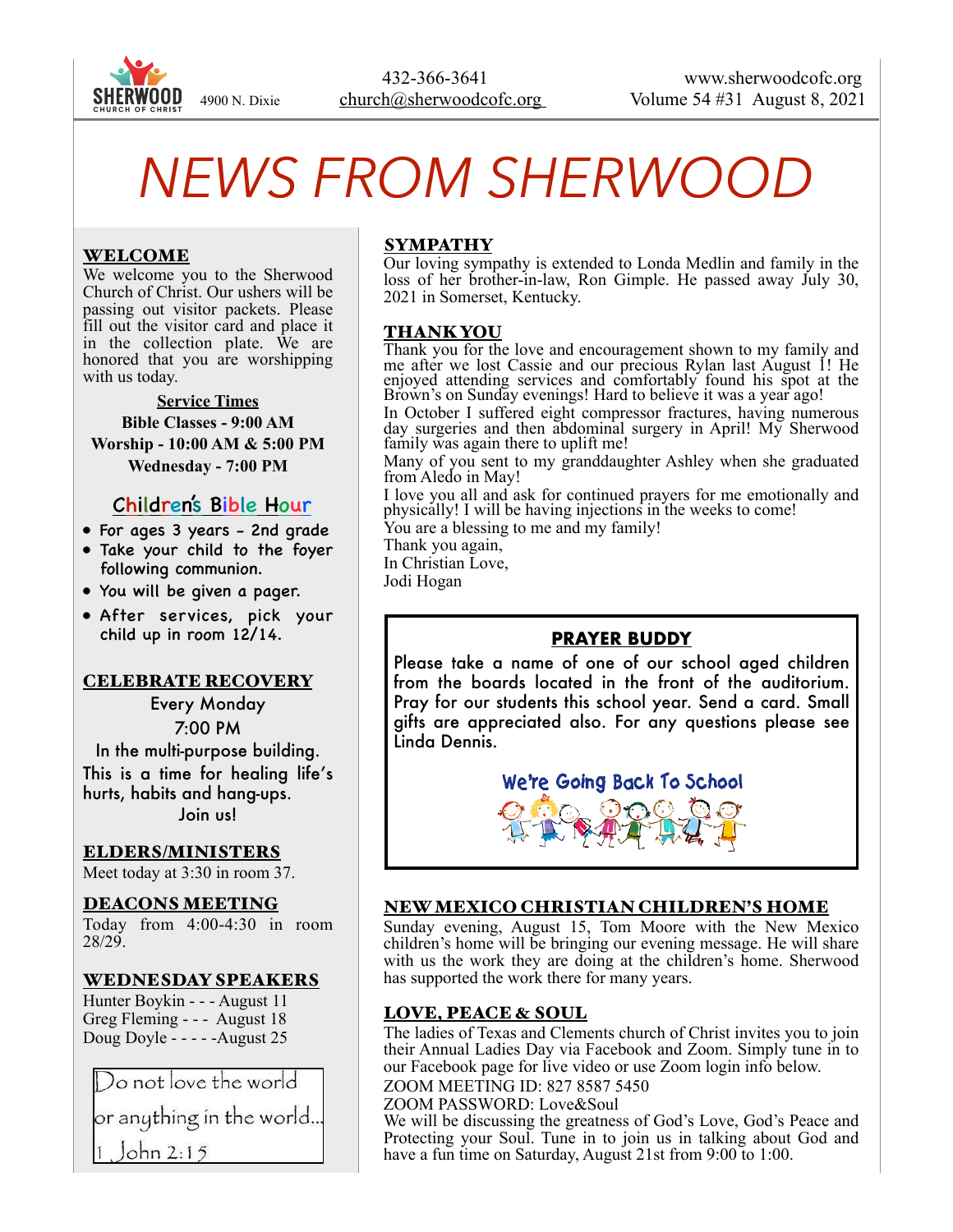SHERWOOD CHURCH OF CHRIST 4900 N. Dixie

432-366-3641
church@sherwoodcofc.org

www.sherwoodcofc.org
Volume 54 #31 August 8, 2021

# NEWS FROM SHERWOOD

## WELCOME

We welcome you to the Sherwood Church of Christ. Our ushers will be passing out visitor packets. Please fill out the visitor card and place it in the collection plate. We are honored that you are worshipping with us today.

**Service Times**

**Bible Classes - 9:00 AM**
**Worship - 10:00 AM & 5:00 PM**
**Wednesday - 7:00 PM**

### Children's Bible Hour

- For ages 3 years - 2nd grade
- Take your child to the foyer following communion.
- You will be given a pager.
- After services, pick your child up in room 12/14.

## CELEBRATE RECOVERY

Every Monday
7:00 PM
In the multi-purpose building.
This is a time for healing life's hurts, habits and hang-ups.
Join us!

## ELDERS/MINISTERS

Meet today at 3:30 in room 37.

## DEACONS MEETING

Today from 4:00-4:30 in room 28/29.

## WEDNESDAY SPEAKERS

Hunter Boykin - - - August 11
Greg Fleming - - - August 18
Doug Doyle - - - - -August 25

Do not love the world or anything in the world...
1 John 2:15

## SYMPATHY

Our loving sympathy is extended to Londa Medlin and family in the loss of her brother-in-law, Ron Gimple. He passed away July 30, 2021 in Somerset, Kentucky.

## THANK YOU

Thank you for the love and encouragement shown to my family and me after we lost Cassie and our precious Rylan last August 1! He enjoyed attending services and comfortably found his spot at the Brown's on Sunday evenings! Hard to believe it was a year ago!
In October I suffered eight compressor fractures, having numerous day surgeries and then abdominal surgery in April! My Sherwood family was again there to uplift me!
Many of you sent to my granddaughter Ashley when she graduated from Aledo in May!
I love you all and ask for continued prayers for me emotionally and physically! I will be having injections in the weeks to come!
You are a blessing to me and my family!
Thank you again,
In Christian Love,
Jodi Hogan

## PRAYER BUDDY

Please take a name of one of our school aged children from the boards located in the front of the auditorium. Pray for our students this school year. Send a card. Small gifts are appreciated also. For any questions please see Linda Dennis.

We're Going Back To School

## NEW MEXICO CHRISTIAN CHILDREN'S HOME

Sunday evening, August 15, Tom Moore with the New Mexico children's home will be bringing our evening message. He will share with us the work they are doing at the children's home. Sherwood has supported the work there for many years.

## LOVE, PEACE & SOUL

The ladies of Texas and Clements church of Christ invites you to join their Annual Ladies Day via Facebook and Zoom. Simply tune in to our Facebook page for live video or use Zoom login info below.
ZOOM MEETING ID: 827 8587 5450
ZOOM PASSWORD: Love&Soul
We will be discussing the greatness of God's Love, God's Peace and Protecting your Soul. Tune in to join us in talking about God and have a fun time on Saturday, August 21st from 9:00 to 1:00.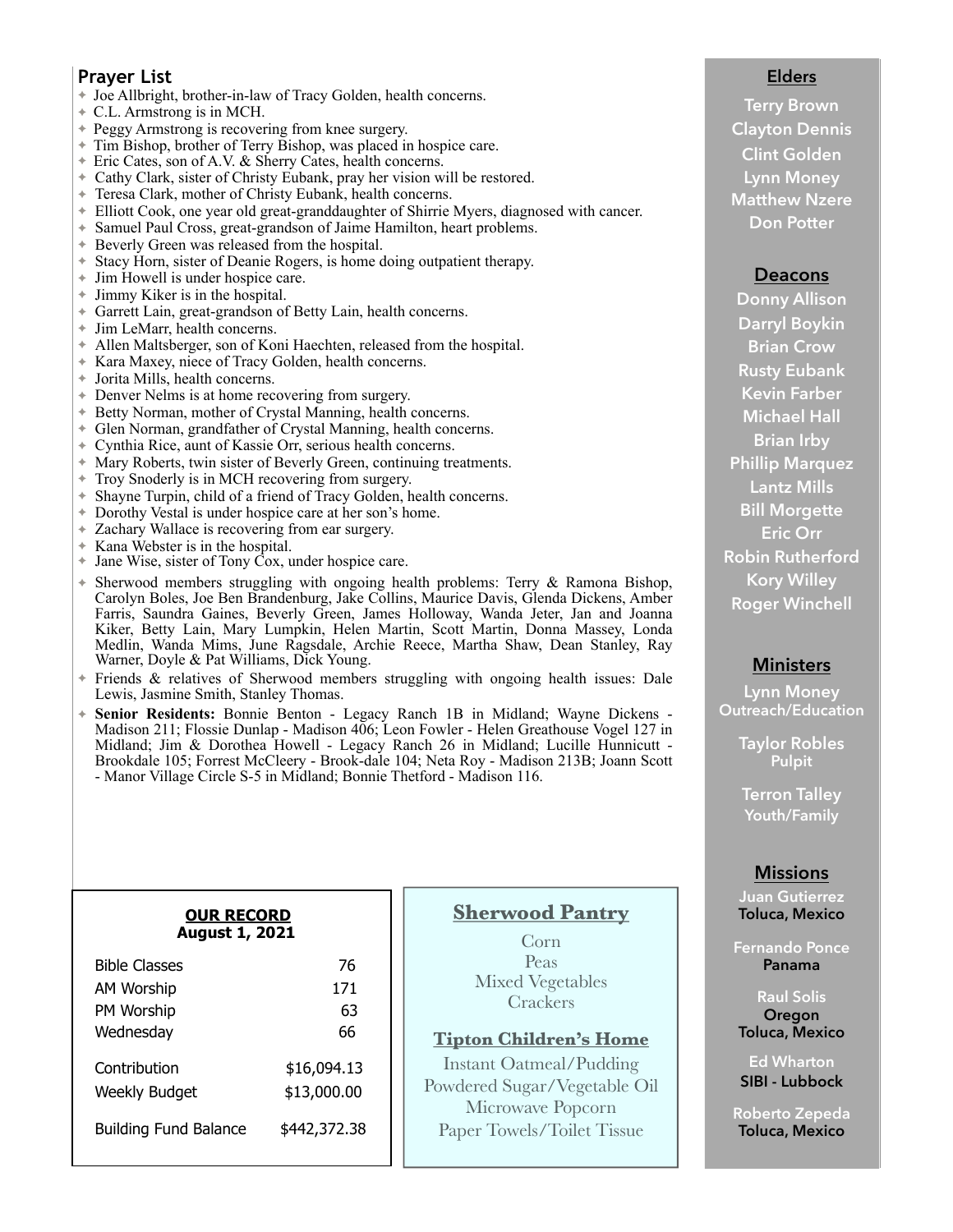## Prayer List

- Joe Allbright, brother-in-law of Tracy Golden, health concerns.
- C.L. Armstrong is in MCH.
- Peggy Armstrong is recovering from knee surgery.
- Tim Bishop, brother of Terry Bishop, was placed in hospice care.
- Eric Cates, son of A.V. & Sherry Cates, health concerns.
- Cathy Clark, sister of Christy Eubank, pray her vision will be restored.
- Teresa Clark, mother of Christy Eubank, health concerns.
- Elliott Cook, one year old great-granddaughter of Shirrie Myers, diagnosed with cancer.
- Samuel Paul Cross, great-grandson of Jaime Hamilton, heart problems.
- Beverly Green was released from the hospital.
- Stacy Horn, sister of Deanie Rogers, is home doing outpatient therapy.
- Jim Howell is under hospice care.
- Jimmy Kiker is in the hospital.
- Garrett Lain, great-grandson of Betty Lain, health concerns.
- Jim LeMarr, health concerns.
- Allen Maltsberger, son of Koni Haechten, released from the hospital.
- Kara Maxey, niece of Tracy Golden, health concerns.
- Jorita Mills, health concerns.
- Denver Nelms is at home recovering from surgery.
- Betty Norman, mother of Crystal Manning, health concerns.
- Glen Norman, grandfather of Crystal Manning, health concerns.
- Cynthia Rice, aunt of Kassie Orr, serious health concerns.
- Mary Roberts, twin sister of Beverly Green, continuing treatments.
- Troy Snoderly is in MCH recovering from surgery.
- Shayne Turpin, child of a friend of Tracy Golden, health concerns.
- Dorothy Vestal is under hospice care at her son's home.
- Zachary Wallace is recovering from ear surgery.
- Kana Webster is in the hospital.
- Jane Wise, sister of Tony Cox, under hospice care.
- Sherwood members struggling with ongoing health problems: Terry & Ramona Bishop, Carolyn Boles, Joe Ben Brandenburg, Jake Collins, Maurice Davis, Glenda Dickens, Amber Farris, Saundra Gaines, Beverly Green, James Holloway, Wanda Jeter, Jan and Joanna Kiker, Betty Lain, Mary Lumpkin, Helen Martin, Scott Martin, Donna Massey, Londa Medlin, Wanda Mims, June Ragsdale, Archie Reece, Martha Shaw, Dean Stanley, Ray Warner, Doyle & Pat Williams, Dick Young.
- Friends & relatives of Sherwood members struggling with ongoing health issues: Dale Lewis, Jasmine Smith, Stanley Thomas.
- **Senior Residents:** Bonnie Benton - Legacy Ranch 1B in Midland; Wayne Dickens - Madison 211; Flossie Dunlap - Madison 406; Leon Fowler - Helen Greathouse Vogel 127 in Midland; Jim & Dorothea Howell - Legacy Ranch 26 in Midland; Lucille Hunnicutt - Brookdale 105; Forrest McCleery - Brook-dale 104; Neta Roy - Madison 213B; Joann Scott - Manor Village Circle S-5 in Midland; Bonnie Thetford - Madison 116.

### OUR RECORD
**August 1, 2021**

| | |
|---|---|
| Bible Classes | 76 |
| AM Worship | 171 |
| PM Worship | 63 |
| Wednesday | 66 |
| Contribution | $16,094.13 |
| Weekly Budget | $13,000.00 |
| Building Fund Balance | $442,372.38 |

### Sherwood Pantry

Corn
Peas
Mixed Vegetables
Crackers

### Tipton Children's Home

Instant Oatmeal/Pudding
Powdered Sugar/Vegetable Oil
Microwave Popcorn
Paper Towels/Toilet Tissue

### Elders

Terry Brown
Clayton Dennis
Clint Golden
Lynn Money
Matthew Nzere
Don Potter

### Deacons

Donny Allison
Darryl Boykin
Brian Crow
Rusty Eubank
Kevin Farber
Michael Hall
Brian Irby
Phillip Marquez
Lantz Mills
Bill Morgette
Eric Orr
Robin Rutherford
Kory Willey
Roger Winchell

### Ministers

Lynn Money
Outreach/Education

Taylor Robles
Pulpit

Terron Talley
Youth/Family

### Missions

Juan Gutierrez
Toluca, Mexico

Fernando Ponce
Panama

Raul Solis
Oregon
Toluca, Mexico

Ed Wharton
SIBI - Lubbock

Roberto Zepeda
Toluca, Mexico